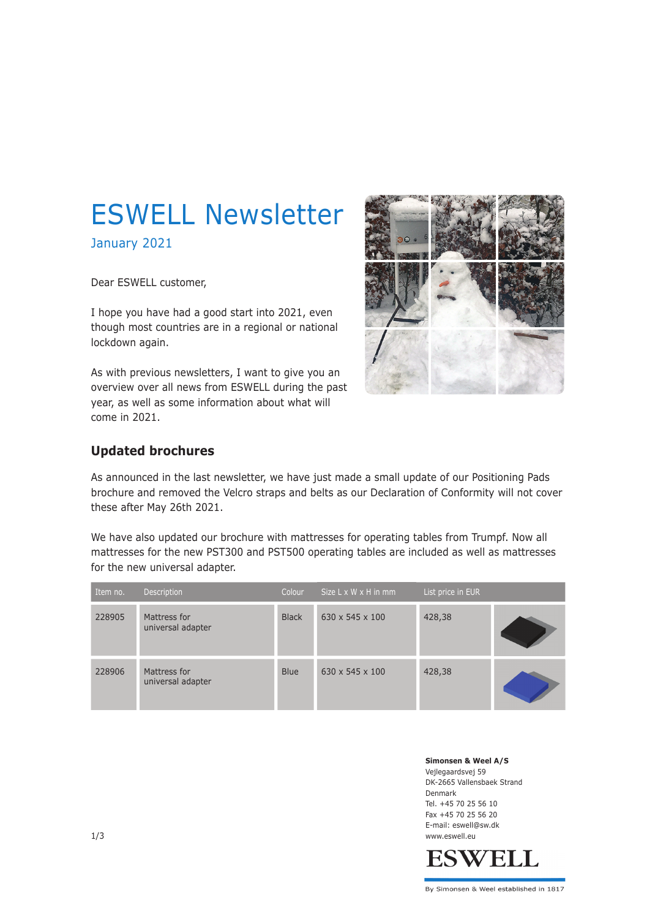# ESWELL Newsletter

January 2021

Dear ESWELL customer,

I hope you have had a good start into 2021, even though most countries are in a regional or national lockdown again.

As with previous newsletters, I want to give you an overview over all news from ESWELL during the past year, as well as some information about what will come in 2021.

## Updated brochures

As announced in the last newsletter, we have just made a small update of our Positioning Pads brochure and removed the Velcro straps and belts as our Declaration of Conformity will not cover these after May 26th 2021.

We have also updated our brochure with mattresses for operating tables from Trumpf. Now all mattresses for the new PST300 and PST500 operating tables are included as well as mattresses for the new universal adapter.

| Item no. | Description | Colour | Size L x W x H in mm | List price in EUR | |
|---|---|---|---|---|---|
| 228905 | Mattress for universal adapter | Black | 630 x 545 x 100 | 428,38 | |
| 228906 | Mattress for universal adapter | Blue | 630 x 545 x 100 | 428,38 | |

**Simonsen & Weel A/S**
Vejlegaardsvej 59
DK-2665 Vallensbaek Strand
Denmark
Tel. +45 70 25 56 10
Fax +45 70 25 56 20
E-mail: eswell@sw.dk
www.eswell.eu

ESWELL

By Simonsen & Weel established in 1817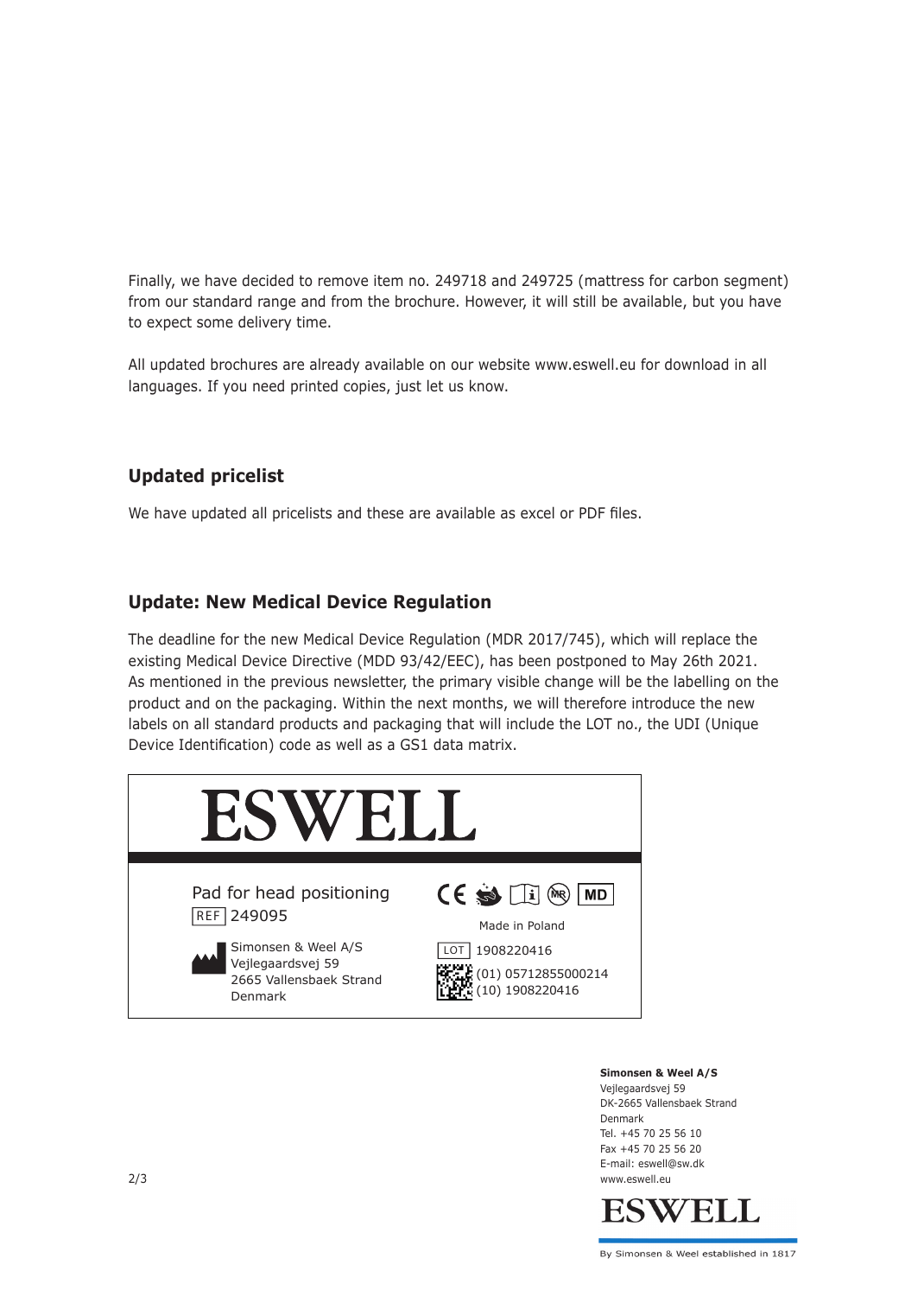Finally, we have decided to remove item no. 249718 and 249725 (mattress for carbon segment) from our standard range and from the brochure. However, it will still be available, but you have to expect some delivery time.

All updated brochures are already available on our website www.eswell.eu for download in all languages. If you need printed copies, just let us know.

## Updated pricelist

We have updated all pricelists and these are available as excel or PDF files.

## Update: New Medical Device Regulation

The deadline for the new Medical Device Regulation (MDR 2017/745), which will replace the existing Medical Device Directive (MDD 93/42/EEC), has been postponed to May 26th 2021. As mentioned in the previous newsletter, the primary visible change will be the labelling on the product and on the packaging. Within the next months, we will therefore introduce the new labels on all standard products and packaging that will include the LOT no., the UDI (Unique Device Identification) code as well as a GS1 data matrix.

ESWELL

Pad for head positioning
REF 249095

Simonsen & Weel A/S
Vejlegaardsvej 59
2665 Vallensbaek Strand
Denmark

CE MD

Made in Poland

LOT 1908220416
(01) 05712855000214
(10) 1908220416

**Simonsen & Weel A/S**
Vejlegaardsvej 59
DK-2665 Vallensbaek Strand
Denmark
Tel. +45 70 25 56 10
Fax +45 70 25 56 20
E-mail: eswell@sw.dk
www.eswell.eu

ESWELL
By Simonsen & Weel established in 1817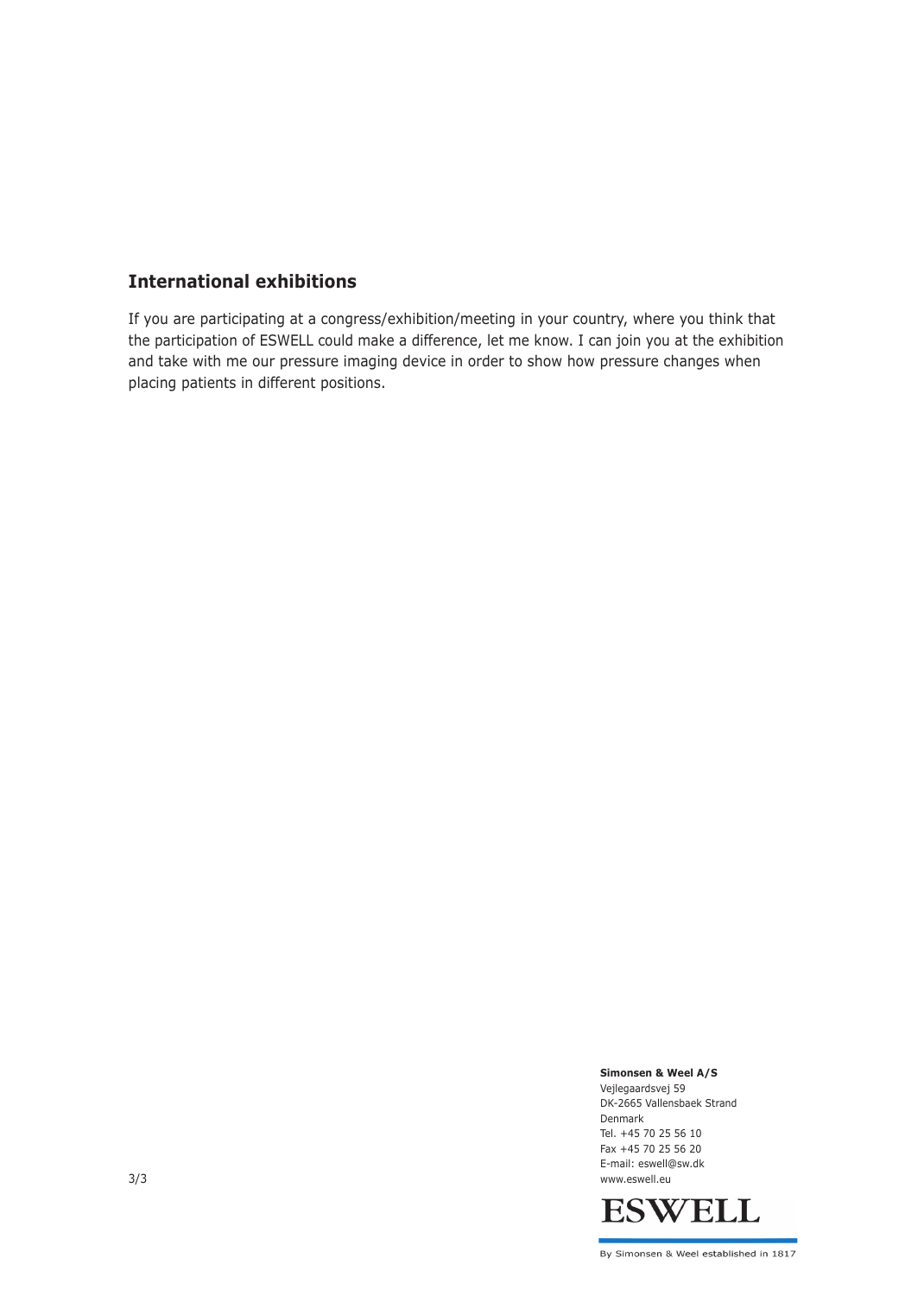## International exhibitions

If you are participating at a congress/exhibition/meeting in your country, where you think that the participation of ESWELL could make a difference, let me know. I can join you at the exhibition and take with me our pressure imaging device in order to show how pressure changes when placing patients in different positions.

**Simonsen & Weel A/S**
Vejlegaardsvej 59
DK-2665 Vallensbaek Strand
Denmark
Tel. +45 70 25 56 10
Fax +45 70 25 56 20
E-mail: eswell@sw.dk
www.eswell.eu

ESWELL

By Simonsen & Weel established in 1817